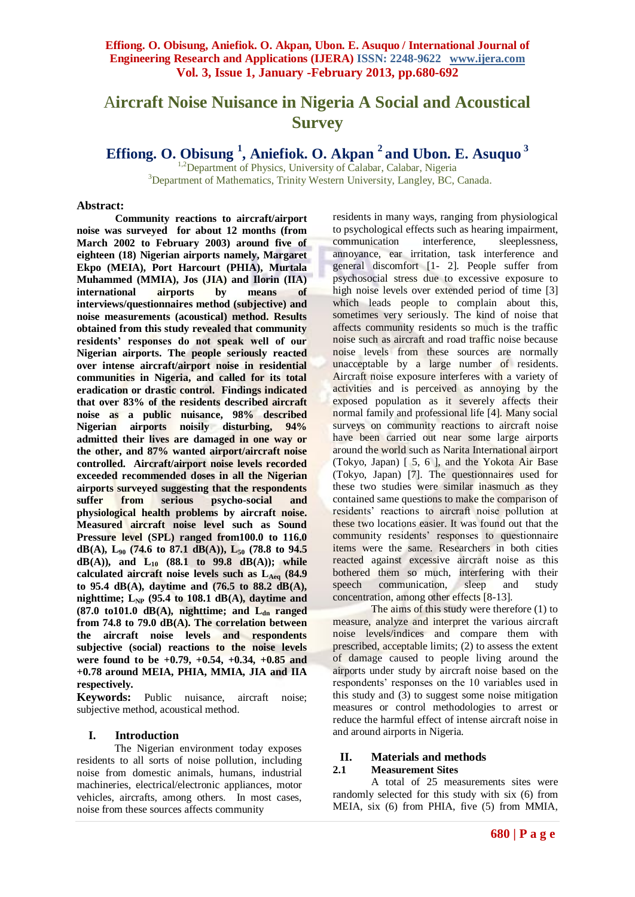# Aircraft Noise Nuisance in Nigeria A Social and Acoustical Survey

**Effiong. O. Obisung [1], Aniefiok. O. Akpan [2] and Ubon. E. Asuquo [3]**

[1,2]Department of Physics, University of Calabar, Calabar, Nigeria
[3]Department of Mathematics, Trinity Western University, Langley, BC, Canada.

## Abstract:

**Community reactions to aircraft/airport noise was surveyed for about 12 months (from March 2002 to February 2003) around five of eighteen (18) Nigerian airports namely, Margaret Ekpo (MEIA), Port Harcourt (PHIA), Murtala Muhammed (MMIA), Jos (JIA) and Ilorin (IIA) international airports by means of interviews/questionnaires method (subjective) and noise measurements (acoustical) method. Results obtained from this study revealed that community residents' responses do not speak well of our Nigerian airports. The people seriously reacted over intense aircraft/airport noise in residential communities in Nigeria, and called for its total eradication or drastic control. Findings indicated that over 83% of the residents described aircraft noise as a public nuisance, 98% described Nigerian airports noisily disturbing, 94% admitted their lives are damaged in one way or the other, and 87% wanted airport/aircraft noise controlled. Aircraft/airport noise levels recorded exceeded recommended doses in all the Nigerian airports surveyed suggesting that the respondents suffer from serious psycho-social and physiological health problems by aircraft noise. Measured aircraft noise level such as Sound Pressure level (SPL) ranged from100.0 to 116.0 dB(A), $L_{90}$ (74.6 to 87.1 dB(A)), $L_{50}$ (78.8 to 94.5 dB(A)), and $L_{10}$ (88.1 to 99.8 dB(A)); while calculated aircraft noise levels such as $L_{Aeq}$ (84.9 to 95.4 dB(A), daytime and (76.5 to 88.2 dB(A), nighttime; $L_{NP}$ (95.4 to 108.1 dB(A), daytime and (87.0 to101.0 dB(A), nighttime; and $L_{dn}$ ranged from 74.8 to 79.0 dB(A). The correlation between the aircraft noise levels and respondents subjective (social) reactions to the noise levels were found to be +0.79, +0.54, +0.34, +0.85 and +0.78 around MEIA, PHIA, MMIA, JIA and IIA respectively.**

**Keywords:** Public nuisance, aircraft noise; subjective method, acoustical method.

## I. Introduction

The Nigerian environment today exposes residents to all sorts of noise pollution, including noise from domestic animals, humans, industrial machineries, electrical/electronic appliances, motor vehicles, aircrafts, among others. In most cases, noise from these sources affects community residents in many ways, ranging from physiological to psychological effects such as hearing impairment, communication interference, sleeplessness, annoyance, ear irritation, task interference and general discomfort [1- 2]. People suffer from psychosocial stress due to excessive exposure to high noise levels over extended period of time [3] which leads people to complain about this, sometimes very seriously. The kind of noise that affects community residents so much is the traffic noise such as aircraft and road traffic noise because noise levels from these sources are normally unacceptable by a large number of residents. Aircraft noise exposure interferes with a variety of activities and is perceived as annoying by the exposed population as it severely affects their normal family and professional life [4]. Many social surveys on community reactions to aircraft noise have been carried out near some large airports around the world such as Narita International airport (Tokyo, Japan) [ 5, 6 ], and the Yokota Air Base (Tokyo, Japan) [7]. The questionnaires used for these two studies were similar inasmuch as they contained same questions to make the comparison of residents' reactions to aircraft noise pollution at these two locations easier. It was found out that the community residents' responses to questionnaire items were the same. Researchers in both cities reacted against excessive aircraft noise as this bothered them so much, interfering with their speech communication, sleep and study concentration, among other effects [8-13].

The aims of this study were therefore (1) to measure, analyze and interpret the various aircraft noise levels/indices and compare them with prescribed, acceptable limits; (2) to assess the extent of damage caused to people living around the airports under study by aircraft noise based on the respondents' responses on the 10 variables used in this study and (3) to suggest some noise mitigation measures or control methodologies to arrest or reduce the harmful effect of intense aircraft noise in and around airports in Nigeria.

## II. Materials and methods

### 2.1 Measurement Sites

A total of 25 measurements sites were randomly selected for this study with six (6) from MEIA, six (6) from PHIA, five (5) from MMIA,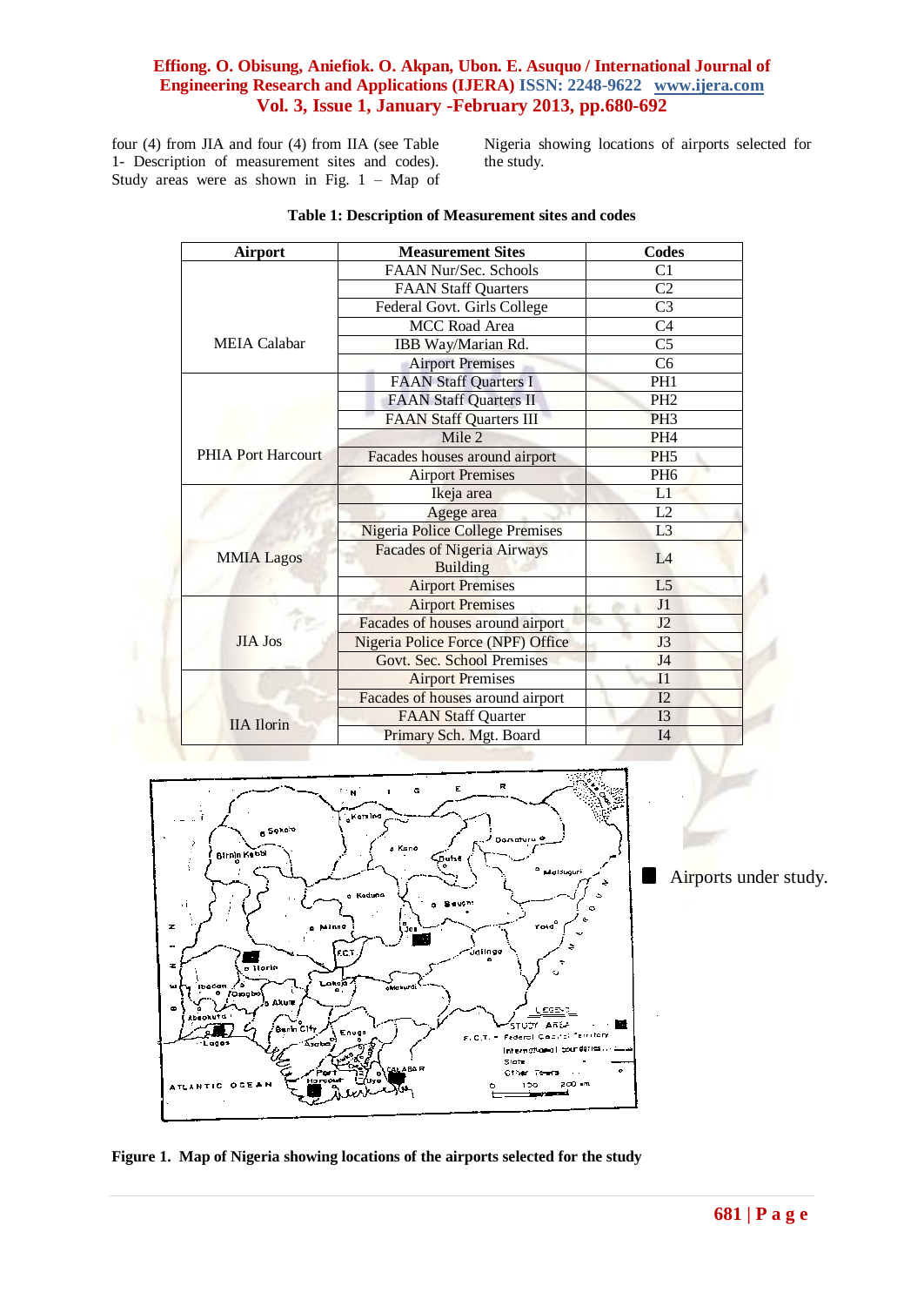four (4) from JIA and four (4) from IIA (see Table 1- Description of measurement sites and codes). Study areas were as shown in Fig. 1 – Map of Nigeria showing locations of airports selected for the study.

**Table 1: Description of Measurement sites and codes**

| Airport | Measurement Sites | Codes |
|---|---|---|
| MEIA Calabar | FAAN Nur/Sec. Schools | C1 |
| | FAAN Staff Quarters | C2 |
| | Federal Govt. Girls College | C3 |
| | MCC Road Area | C4 |
| | IBB Way/Marian Rd. | C5 |
| | Airport Premises | C6 |
| PHIA Port Harcourt | FAAN Staff Quarters I | PH1 |
| | FAAN Staff Quarters II | PH2 |
| | FAAN Staff Quarters III | PH3 |
| | Mile 2 | PH4 |
| | Facades houses around airport | PH5 |
| | Airport Premises | PH6 |
| MMIA Lagos | Ikeja area | L1 |
| | Agege area | L2 |
| | Nigeria Police College Premises | L3 |
| | Facades of Nigeria Airways Building | L4 |
| | Airport Premises | L5 |
| JIA Jos | Airport Premises | J1 |
| | Facades of houses around airport | J2 |
| | Nigeria Police Force (NPF) Office | J3 |
| | Govt. Sec. School Premises | J4 |
| IIA Ilorin | Airport Premises | I1 |
| | Facades of houses around airport | I2 |
| | FAAN Staff Quarter | I3 |
| | Primary Sch. Mgt. Board | I4 |

■ Airports under study.

**Figure 1. Map of Nigeria showing locations of the airports selected for the study**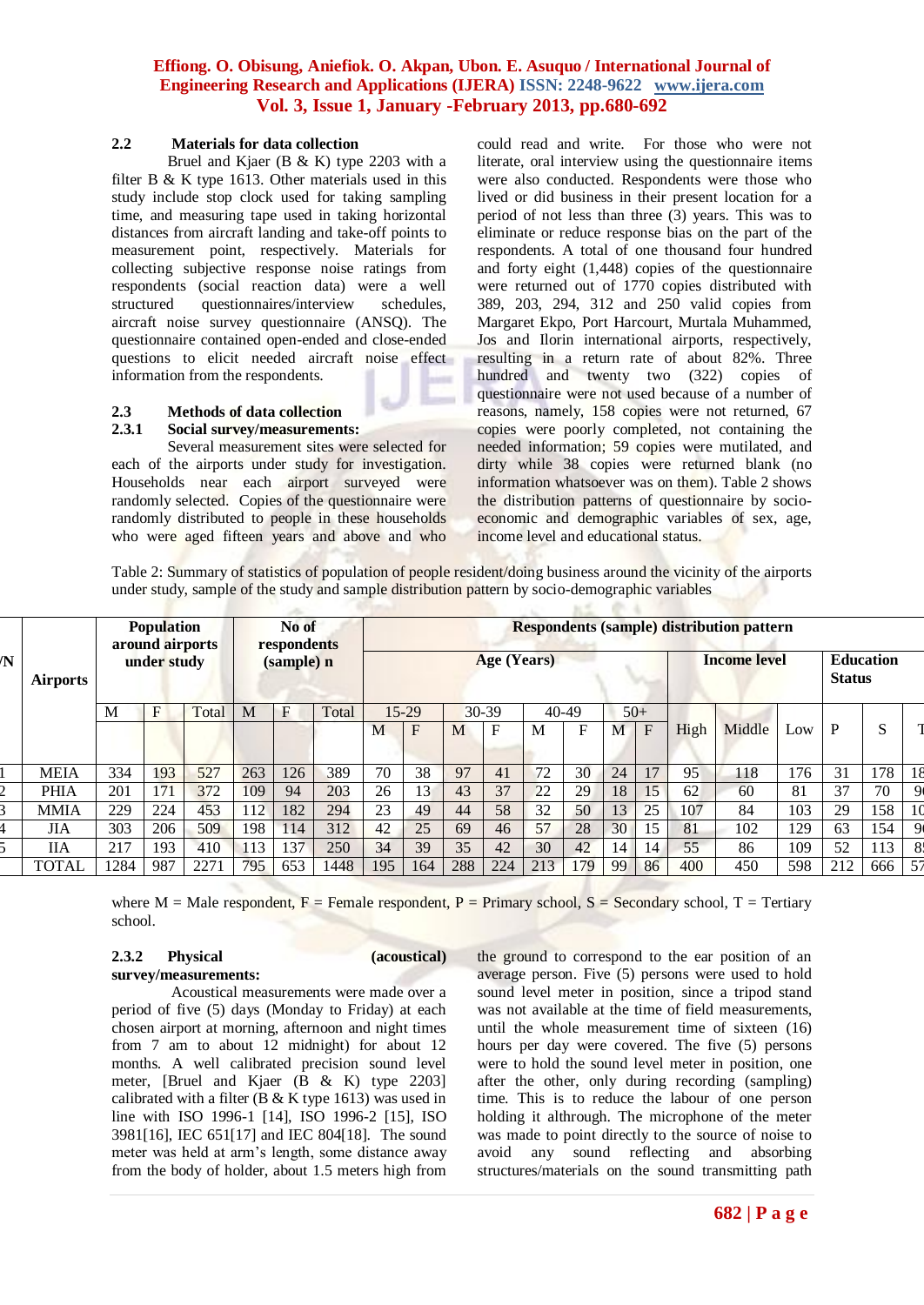### 2.2 Materials for data collection

Bruel and Kjaer (B & K) type 2203 with a filter B & K type 1613. Other materials used in this study include stop clock used for taking sampling time, and measuring tape used in taking horizontal distances from aircraft landing and take-off points to measurement point, respectively. Materials for collecting subjective response noise ratings from respondents (social reaction data) were a well structured questionnaires/interview schedules, aircraft noise survey questionnaire (ANSQ). The questionnaire contained open-ended and close-ended questions to elicit needed aircraft noise effect information from the respondents.

### 2.3 Methods of data collection

#### 2.3.1 Social survey/measurements:

Several measurement sites were selected for each of the airports under study for investigation. Households near each airport surveyed were randomly selected. Copies of the questionnaire were randomly distributed to people in these households who were aged fifteen years and above and who could read and write. For those who were not literate, oral interview using the questionnaire items were also conducted. Respondents were those who lived or did business in their present location for a period of not less than three (3) years. This was to eliminate or reduce response bias on the part of the respondents. A total of one thousand four hundred and forty eight (1,448) copies of the questionnaire were returned out of 1770 copies distributed with 389, 203, 294, 312 and 250 valid copies from Margaret Ekpo, Port Harcourt, Murtala Muhammed, Jos and Ilorin international airports, respectively, resulting in a return rate of about 82%. Three hundred and twenty two (322) copies of questionnaire were not used because of a number of reasons, namely, 158 copies were not returned, 67 copies were poorly completed, not containing the needed information; 59 copies were mutilated, and dirty while 38 copies were returned blank (no information whatsoever was on them). Table 2 shows the distribution patterns of questionnaire by socio-economic and demographic variables of sex, age, income level and educational status.

Table 2: Summary of statistics of population of people resident/doing business around the vicinity of the airports under study, sample of the study and sample distribution pattern by socio-demographic variables

| S/N | Airports | Population around airports under study | | | No of respondents (sample) n | | | Respondents (sample) distribution pattern | | | | | | | | | | | | | |
|---|---|---|---|---|---|---|---|---|---|---|---|---|---|---|---|---|---|---|---|---|---|
| | | | | | | | | Age (Years) | | | | | | | | Income level | | | Education Status | | |
| | | M | F | Total | M | F | Total | 15-29 | | 30-39 | | 40-49 | | 50+ | | High | Middle | Low | P | S | T |
| | | | | | | | | M | F | M | F | M | F | M | F | | | | | | |
| 1 | MEIA | 334 | 193 | 527 | 263 | 126 | 389 | 70 | 38 | 97 | 41 | 72 | 30 | 24 | 17 | 95 | 118 | 176 | 31 | 178 | 18 |
| 2 | PHIA | 201 | 171 | 372 | 109 | 94 | 203 | 26 | 13 | 43 | 37 | 22 | 29 | 18 | 15 | 62 | 60 | 81 | 37 | 70 | 9 |
| 3 | MMIA | 229 | 224 | 453 | 112 | 182 | 294 | 23 | 49 | 44 | 58 | 32 | 50 | 13 | 25 | 107 | 84 | 103 | 29 | 158 | 10 |
| 4 | JIA | 303 | 206 | 509 | 198 | 114 | 312 | 42 | 25 | 69 | 46 | 57 | 28 | 30 | 15 | 81 | 102 | 129 | 63 | 154 | 9 |
| 5 | IIA | 217 | 193 | 410 | 113 | 137 | 250 | 34 | 39 | 35 | 42 | 30 | 42 | 14 | 14 | 55 | 86 | 109 | 52 | 113 | 8 |
| | TOTAL | 1284 | 987 | 2271 | 795 | 653 | 1448 | 195 | 164 | 288 | 224 | 213 | 179 | 99 | 86 | 400 | 450 | 598 | 212 | 666 | 57 |

where M = Male respondent, F = Female respondent, P = Primary school, S = Secondary school, T = Tertiary school.

#### 2.3.2 Physical (acoustical) survey/measurements:

Acoustical measurements were made over a period of five (5) days (Monday to Friday) at each chosen airport at morning, afternoon and night times from 7 am to about 12 midnight) for about 12 months. A well calibrated precision sound level meter, [Bruel and Kjaer (B & K) type 2203] calibrated with a filter (B & K type 1613) was used in line with ISO 1996-1 [14], ISO 1996-2 [15], ISO 3981[16], IEC 651[17] and IEC 804[18]. The sound meter was held at arm's length, some distance away from the body of holder, about 1.5 meters high from the ground to correspond to the ear position of an average person. Five (5) persons were used to hold sound level meter in position, since a tripod stand was not available at the time of field measurements, until the whole measurement time of sixteen (16) hours per day were covered. The five (5) persons were to hold the sound level meter in position, one after the other, only during recording (sampling) time. This is to reduce the labour of one person holding it althrough. The microphone of the meter was made to point directly to the source of noise to avoid any sound reflecting and absorbing structures/materials on the sound transmitting path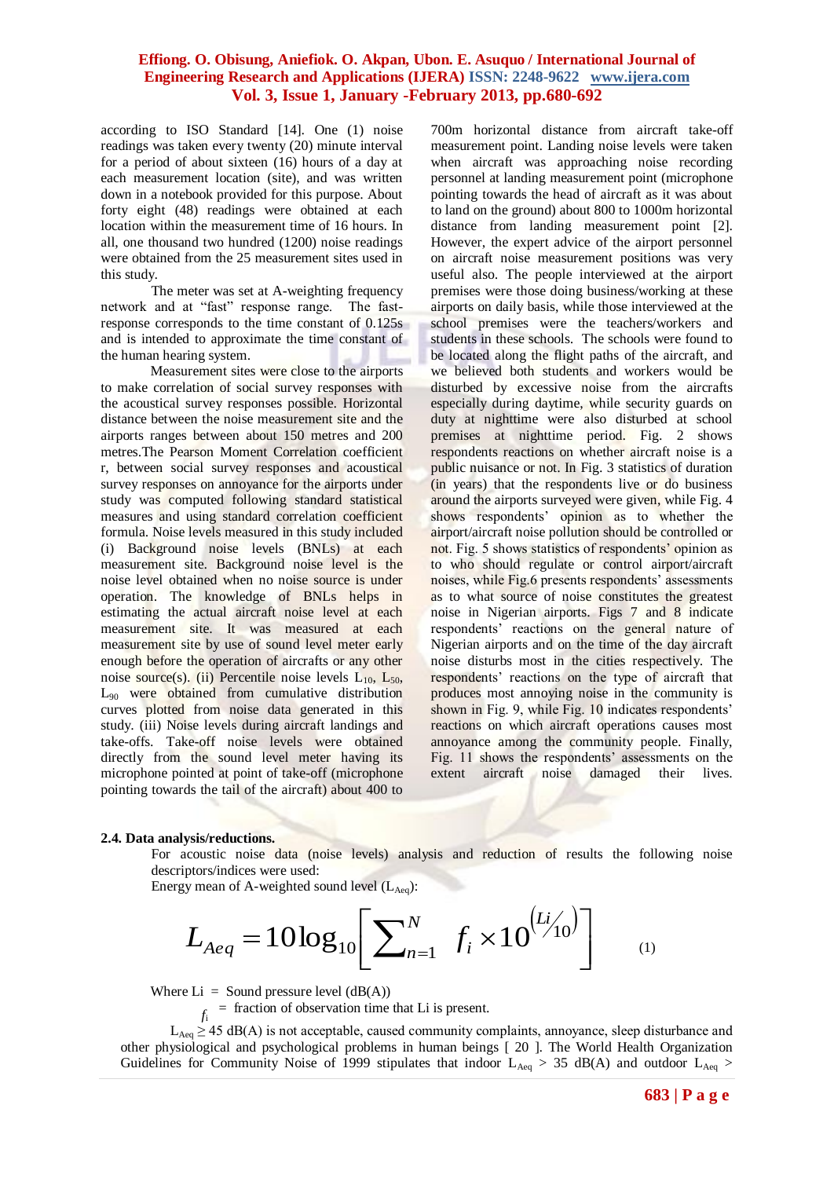according to ISO Standard [14]. One (1) noise readings was taken every twenty (20) minute interval for a period of about sixteen (16) hours of a day at each measurement location (site), and was written down in a notebook provided for this purpose. About forty eight (48) readings were obtained at each location within the measurement time of 16 hours. In all, one thousand two hundred (1200) noise readings were obtained from the 25 measurement sites used in this study.

The meter was set at A-weighting frequency network and at "fast" response range. The fast-response corresponds to the time constant of 0.125s and is intended to approximate the time constant of the human hearing system.

Measurement sites were close to the airports to make correlation of social survey responses with the acoustical survey responses possible. Horizontal distance between the noise measurement site and the airports ranges between about 150 metres and 200 metres.The Pearson Moment Correlation coefficient r, between social survey responses and acoustical survey responses on annoyance for the airports under study was computed following standard statistical measures and using standard correlation coefficient formula. Noise levels measured in this study included (i) Background noise levels (BNLs) at each measurement site. Background noise level is the noise level obtained when no noise source is under operation. The knowledge of BNLs helps in estimating the actual aircraft noise level at each measurement site. It was measured at each measurement site by use of sound level meter early enough before the operation of aircrafts or any other noise source(s). (ii) Percentile noise levels $L_{10}$, $L_{50}$, $L_{90}$ were obtained from cumulative distribution curves plotted from noise data generated in this study. (iii) Noise levels during aircraft landings and take-offs. Take-off noise levels were obtained directly from the sound level meter having its microphone pointed at point of take-off (microphone pointing towards the tail of the aircraft) about 400 to 700m horizontal distance from aircraft take-off measurement point. Landing noise levels were taken when aircraft was approaching noise recording personnel at landing measurement point (microphone pointing towards the head of aircraft as it was about to land on the ground) about 800 to 1000m horizontal distance from landing measurement point [2]. However, the expert advice of the airport personnel on aircraft noise measurement positions was very useful also. The people interviewed at the airport premises were those doing business/working at these airports on daily basis, while those interviewed at the school premises were the teachers/workers and students in these schools. The schools were found to be located along the flight paths of the aircraft, and we believed both students and workers would be disturbed by excessive noise from the aircrafts especially during daytime, while security guards on duty at nighttime were also disturbed at school premises at nighttime period. Fig. 2 shows respondents reactions on whether aircraft noise is a public nuisance or not. In Fig. 3 statistics of duration (in years) that the respondents live or do business around the airports surveyed were given, while Fig. 4 shows respondents' opinion as to whether the airport/aircraft noise pollution should be controlled or not. Fig. 5 shows statistics of respondents' opinion as to who should regulate or control airport/aircraft noises, while Fig.6 presents respondents' assessments as to what source of noise constitutes the greatest noise in Nigerian airports. Figs 7 and 8 indicate respondents' reactions on the general nature of Nigerian airports and on the time of the day aircraft noise disturbs most in the cities respectively. The respondents' reactions on the type of aircraft that produces most annoying noise in the community is shown in Fig. 9, while Fig. 10 indicates respondents' reactions on which aircraft operations causes most annoyance among the community people. Finally, Fig. 11 shows the respondents' assessments on the extent aircraft noise damaged their lives.

### 2.4. Data analysis/reductions.

For acoustic noise data (noise levels) analysis and reduction of results the following noise descriptors/indices were used:

Energy mean of A-weighted sound level ($L_{Aeq}$):

$$L_{Aeq} = 10\log_{10}\left[\sum_{n=1}^{N} f_i \times 10^{\left(Li/10\right)}\right] \qquad (1)$$

Where Li = Sound pressure level (dB(A))

$f_i$ = fraction of observation time that Li is present.

$L_{Aeq} \geq 45$ dB(A) is not acceptable, caused community complaints, annoyance, sleep disturbance and other physiological and psychological problems in human beings [ 20 ]. The World Health Organization Guidelines for Community Noise of 1999 stipulates that indoor $L_{Aeq} > 35$ dB(A) and outdoor $L_{Aeq} >$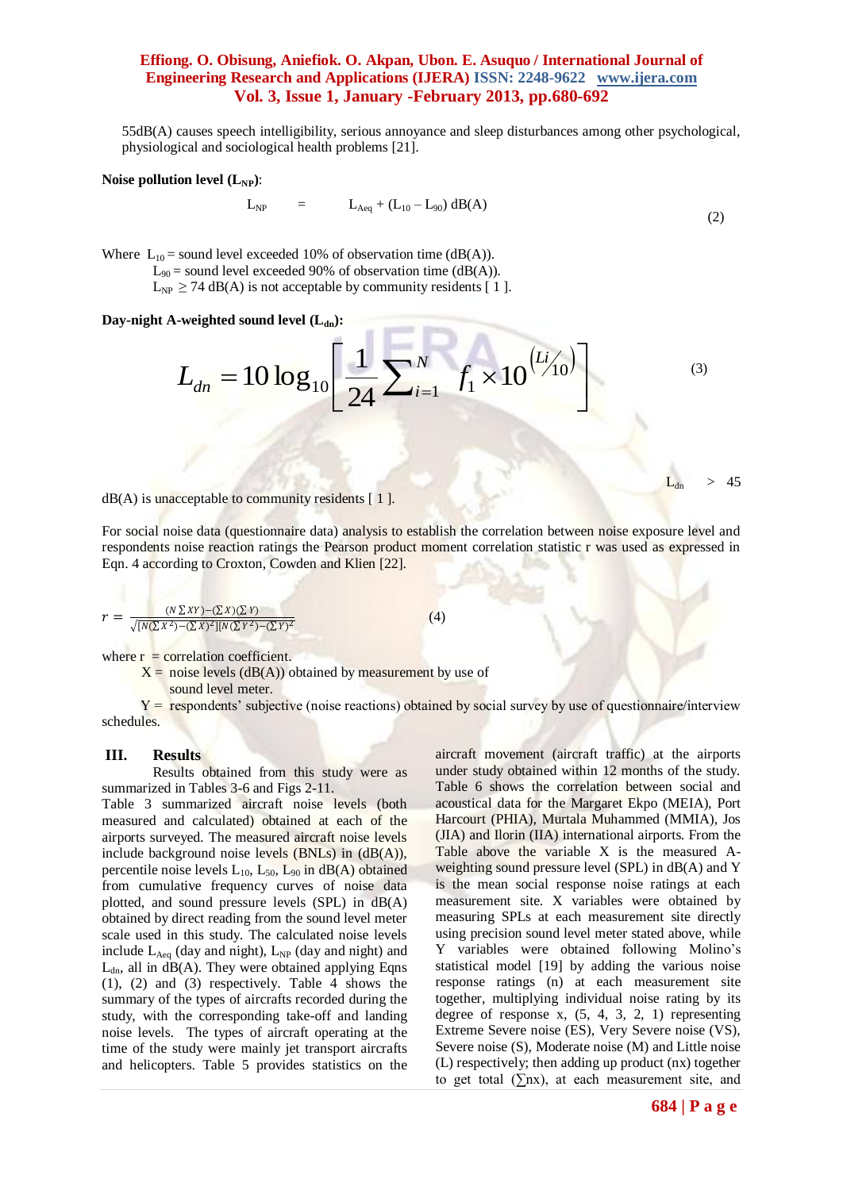55dB(A) causes speech intelligibility, serious annoyance and sleep disturbances among other psychological, physiological and sociological health problems [21].

**Noise pollution level ($L_{NP}$)**:

$$L_{NP} = L_{Aeq} + (L_{10} - L_{90}) \text{ dB(A)} \quad (2)$$

Where $L_{10}$ = sound level exceeded 10% of observation time (dB(A)).
$L_{90}$ = sound level exceeded 90% of observation time (dB(A)).
$L_{NP} \geq 74$ dB(A) is not acceptable by community residents [ 1 ].

**Day-night A-weighted sound level ($L_{dn}$)**:

$$L_{dn} = 10\log_{10}\left[\frac{1}{24}\sum_{i=1}^{N} f_1 \times 10^{\left(Li/10\right)}\right] \quad (3)$$

$L_{dn} > 45$ dB(A) is unacceptable to community residents [ 1 ].

For social noise data (questionnaire data) analysis to establish the correlation between noise exposure level and respondents noise reaction ratings the Pearson product moment correlation statistic r was used as expressed in Eqn. 4 according to Croxton, Cowden and Klien [22].

$$r = \frac{(N\sum XY)-(\sum X)(\sum Y)}{\sqrt{[N(\sum X^2)-(\sum X)^2][N(\sum Y^2)-(\sum Y)^2}} \quad (4)$$

where r = correlation coefficient.
X = noise levels (dB(A)) obtained by measurement by use of sound level meter.
Y = respondents' subjective (noise reactions) obtained by social survey by use of questionnaire/interview schedules.

## III. Results

Results obtained from this study were as summarized in Tables 3-6 and Figs 2-11.
Table 3 summarized aircraft noise levels (both measured and calculated) obtained at each of the airports surveyed. The measured aircraft noise levels include background noise levels (BNLs) in (dB(A)), percentile noise levels $L_{10}$, $L_{50}$, $L_{90}$ in dB(A) obtained from cumulative frequency curves of noise data plotted, and sound pressure levels (SPL) in dB(A) obtained by direct reading from the sound level meter scale used in this study. The calculated noise levels include $L_{Aeq}$ (day and night), $L_{NP}$ (day and night) and $L_{dn}$, all in dB(A). They were obtained applying Eqns (1), (2) and (3) respectively. Table 4 shows the summary of the types of aircrafts recorded during the study, with the corresponding take-off and landing noise levels. The types of aircraft operating at the time of the study were mainly jet transport aircrafts and helicopters. Table 5 provides statistics on the aircraft movement (aircraft traffic) at the airports under study obtained within 12 months of the study. Table 6 shows the correlation between social and acoustical data for the Margaret Ekpo (MEIA), Port Harcourt (PHIA), Murtala Muhammed (MMIA), Jos (JIA) and Ilorin (IIA) international airports. From the Table above the variable X is the measured A-weighting sound pressure level (SPL) in dB(A) and Y is the mean social response noise ratings at each measurement site. X variables were obtained by measuring SPLs at each measurement site directly using precision sound level meter stated above, while Y variables were obtained following Molino's statistical model [19] by adding the various noise response ratings (n) at each measurement site together, multiplying individual noise rating by its degree of response x, (5, 4, 3, 2, 1) representing Extreme Severe noise (ES), Very Severe noise (VS), Severe noise (S), Moderate noise (M) and Little noise (L) respectively; then adding up product (nx) together to get total ($\sum$nx), at each measurement site, and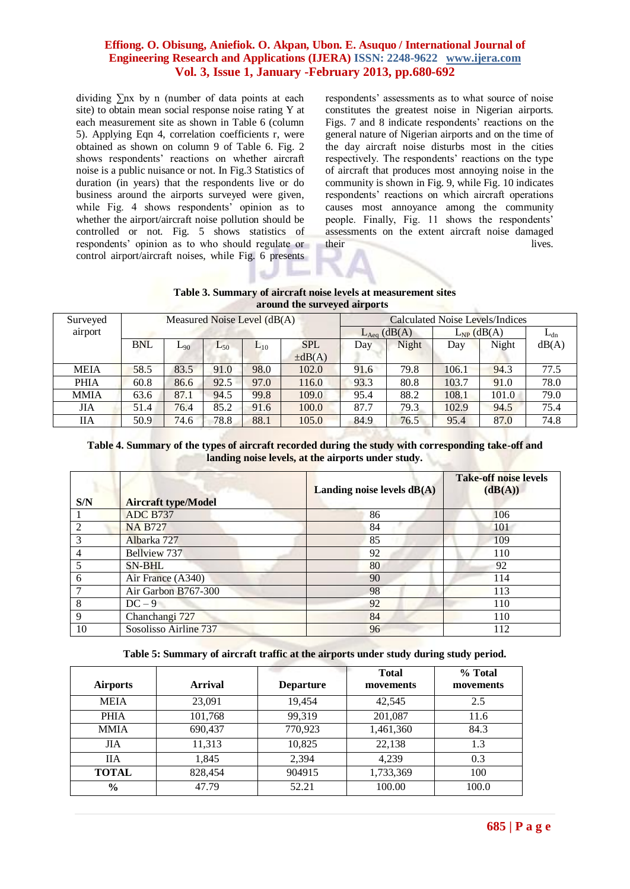dividing ∑nx by n (number of data points at each site) to obtain mean social response noise rating Y at each measurement site as shown in Table 6 (column 5). Applying Eqn 4, correlation coefficients r, were obtained as shown on column 9 of Table 6. Fig. 2 shows respondents' reactions on whether aircraft noise is a public nuisance or not. In Fig.3 Statistics of duration (in years) that the respondents live or do business around the airports surveyed were given, while Fig. 4 shows respondents' opinion as to whether the airport/aircraft noise pollution should be controlled or not. Fig. 5 shows statistics of respondents' opinion as to who should regulate or control airport/aircraft noises, while Fig. 6 presents respondents' assessments as to what source of noise constitutes the greatest noise in Nigerian airports. Figs. 7 and 8 indicate respondents' reactions on the general nature of Nigerian airports and on the time of the day aircraft noise disturbs most in the cities respectively. The respondents' reactions on the type of aircraft that produces most annoying noise in the community is shown in Fig. 9, while Fig. 10 indicates respondents' reactions on which aircraft operations causes most annoyance among the community people. Finally, Fig. 11 shows the respondents' assessments on the extent aircraft noise damaged their lives.

**Table 3. Summary of aircraft noise levels at measurement sites around the surveyed airports**

| Surveyed airport | Measured Noise Level (dB(A)) | | | | | Calculated Noise Levels/Indices | | | | |
|---|---|---|---|---|---|---|---|---|---|---|
| | | | | | | $L_{Aeq}$ (dB(A)) | | $L_{NP}$ (dB(A)) | | $L_{dn}$ |
| | BNL | $L_{90}$ | $L_{50}$ | $L_{10}$ | SPL ±dB(A) | Day | Night | Day | Night | dB(A) |
| MEIA | 58.5 | 83.5 | 91.0 | 98.0 | 102.0 | 91.6 | 79.8 | 106.1 | 94.3 | 77.5 |
| PHIA | 60.8 | 86.6 | 92.5 | 97.0 | 116.0 | 93.3 | 80.8 | 103.7 | 91.0 | 78.0 |
| MMIA | 63.6 | 87.1 | 94.5 | 99.8 | 109.0 | 95.4 | 88.2 | 108.1 | 101.0 | 79.0 |
| JIA | 51.4 | 76.4 | 85.2 | 91.6 | 100.0 | 87.7 | 79.3 | 102.9 | 94.5 | 75.4 |
| IIA | 50.9 | 74.6 | 78.8 | 88.1 | 105.0 | 84.9 | 76.5 | 95.4 | 87.0 | 74.8 |

**Table 4. Summary of the types of aircraft recorded during the study with corresponding take-off and landing noise levels, at the airports under study.**

| S/N | Aircraft type/Model | Landing noise levels dB(A) | Take-off noise levels (dB(A)) |
|---|---|---|---|
| 1 | ADC B737 | 86 | 106 |
| 2 | NA B727 | 84 | 101 |
| 3 | Albarka 727 | 85 | 109 |
| 4 | Bellview 737 | 92 | 110 |
| 5 | SN-BHL | 80 | 92 |
| 6 | Air France (A340) | 90 | 114 |
| 7 | Air Garbon B767-300 | 98 | 113 |
| 8 | DC – 9 | 92 | 110 |
| 9 | Chanchangi 727 | 84 | 110 |
| 10 | Sosolisso Airline 737 | 96 | 112 |

**Table 5: Summary of aircraft traffic at the airports under study during study period.**

| Airports | Arrival | Departure | Total movements | % Total movements |
|---|---|---|---|---|
| MEIA | 23,091 | 19,454 | 42,545 | 2.5 |
| PHIA | 101,768 | 99,319 | 201,087 | 11.6 |
| MMIA | 690,437 | 770,923 | 1,461,360 | 84.3 |
| JIA | 11,313 | 10,825 | 22,138 | 1.3 |
| IIA | 1,845 | 2,394 | 4,239 | 0.3 |
| **TOTAL** | 828,454 | 904915 | 1,733,369 | 100 |
| **%** | 47.79 | 52.21 | 100.00 | 100.0 |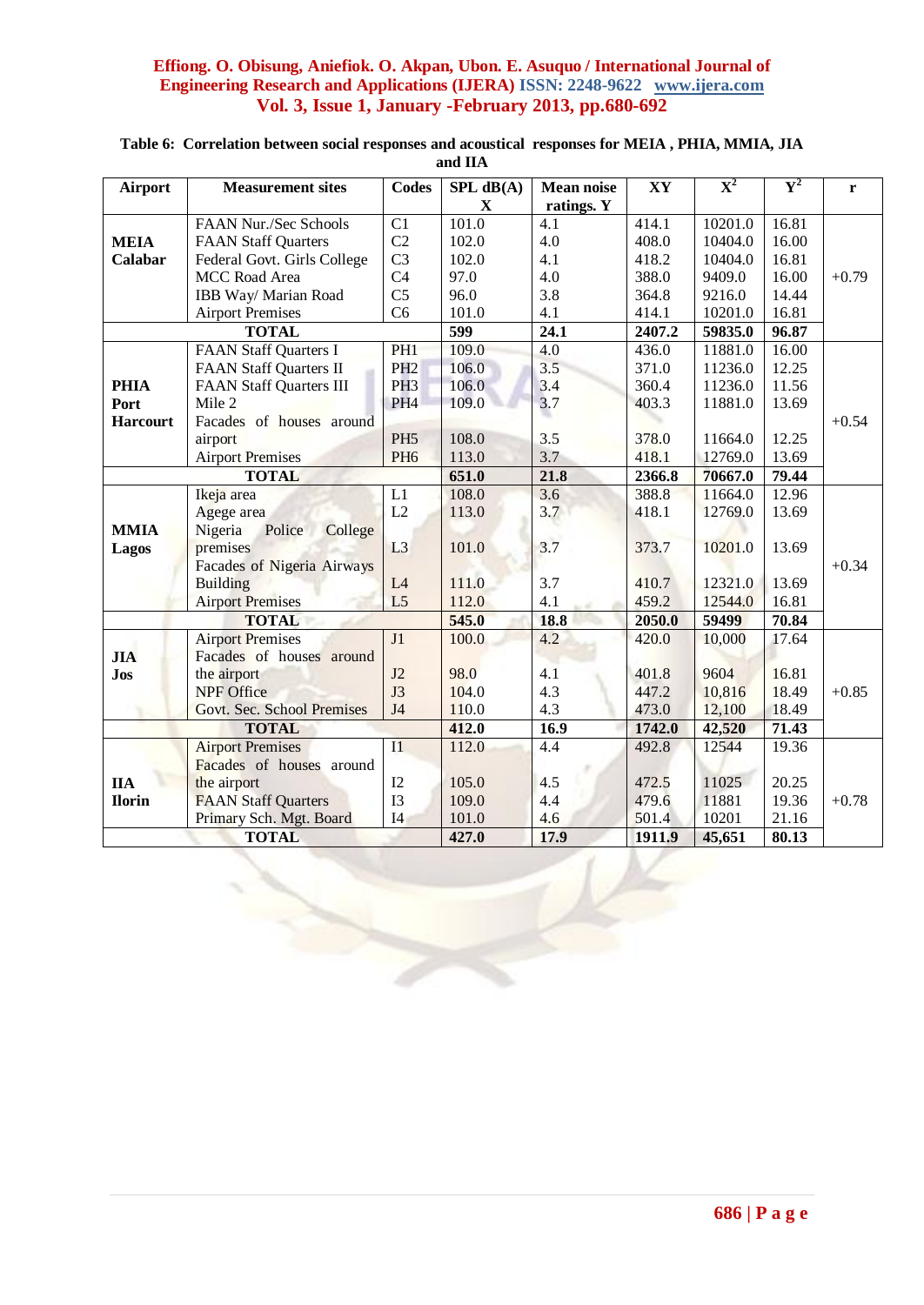**Table 6: Correlation between social responses and acoustical responses for MEIA , PHIA, MMIA, JIA and IIA**

| Airport | Measurement sites | Codes | SPL dB(A) X | Mean noise ratings. Y | XY | $X^2$ | $Y^2$ | r |
|---|---|---|---|---|---|---|---|---|
| **MEIA Calabar** | FAAN Nur./Sec Schools | C1 | 101.0 | 4.1 | 414.1 | 10201.0 | 16.81 | +0.79 |
| | FAAN Staff Quarters | C2 | 102.0 | 4.0 | 408.0 | 10404.0 | 16.00 | |
| | Federal Govt. Girls College | C3 | 102.0 | 4.1 | 418.2 | 10404.0 | 16.81 | |
| | MCC Road Area | C4 | 97.0 | 4.0 | 388.0 | 9409.0 | 16.00 | |
| | IBB Way/ Marian Road | C5 | 96.0 | 3.8 | 364.8 | 9216.0 | 14.44 | |
| | Airport Premises | C6 | 101.0 | 4.1 | 414.1 | 10201.0 | 16.81 | |
| **TOTAL** | | | **599** | **24.1** | **2407.2** | **59835.0** | **96.87** | |
| **PHIA Port Harcourt** | FAAN Staff Quarters I | PH1 | 109.0 | 4.0 | 436.0 | 11881.0 | 16.00 | +0.54 |
| | FAAN Staff Quarters II | PH2 | 106.0 | 3.5 | 371.0 | 11236.0 | 12.25 | |
| | FAAN Staff Quarters III | PH3 | 106.0 | 3.4 | 360.4 | 11236.0 | 11.56 | |
| | Mile 2 | PH4 | 109.0 | 3.7 | 403.3 | 11881.0 | 13.69 | |
| | Facades of houses around airport | PH5 | 108.0 | 3.5 | 378.0 | 11664.0 | 12.25 | |
| | Airport Premises | PH6 | 113.0 | 3.7 | 418.1 | 12769.0 | 13.69 | |
| **TOTAL** | | | **651.0** | **21.8** | **2366.8** | **70667.0** | **79.44** | |
| **MMIA Lagos** | Ikeja area | L1 | 108.0 | 3.6 | 388.8 | 11664.0 | 12.96 | +0.34 |
| | Agege area | L2 | 113.0 | 3.7 | 418.1 | 12769.0 | 13.69 | |
| | Nigeria Police College premises | L3 | 101.0 | 3.7 | 373.7 | 10201.0 | 13.69 | |
| | Facades of Nigeria Airways Building | L4 | 111.0 | 3.7 | 410.7 | 12321.0 | 13.69 | |
| | Airport Premises | L5 | 112.0 | 4.1 | 459.2 | 12544.0 | 16.81 | |
| **TOTAL** | | | **545.0** | **18.8** | **2050.0** | **59499** | **70.84** | |
| **JIA Jos** | Airport Premises | J1 | 100.0 | 4.2 | 420.0 | 10,000 | 17.64 | +0.85 |
| | Facades of houses around the airport | J2 | 98.0 | 4.1 | 401.8 | 9604 | 16.81 | |
| | NPF Office | J3 | 104.0 | 4.3 | 447.2 | 10,816 | 18.49 | |
| | Govt. Sec. School Premises | J4 | 110.0 | 4.3 | 473.0 | 12,100 | 18.49 | |
| **TOTAL** | | | **412.0** | **16.9** | **1742.0** | **42,520** | **71.43** | |
| **IIA Ilorin** | Airport Premises | I1 | 112.0 | 4.4 | 492.8 | 12544 | 19.36 | +0.78 |
| | Facades of houses around the airport | I2 | 105.0 | 4.5 | 472.5 | 11025 | 20.25 | |
| | FAAN Staff Quarters | I3 | 109.0 | 4.4 | 479.6 | 11881 | 19.36 | |
| | Primary Sch. Mgt. Board | I4 | 101.0 | 4.6 | 501.4 | 10201 | 21.16 | |
| **TOTAL** | | | **427.0** | **17.9** | **1911.9** | **45,651** | **80.13** | |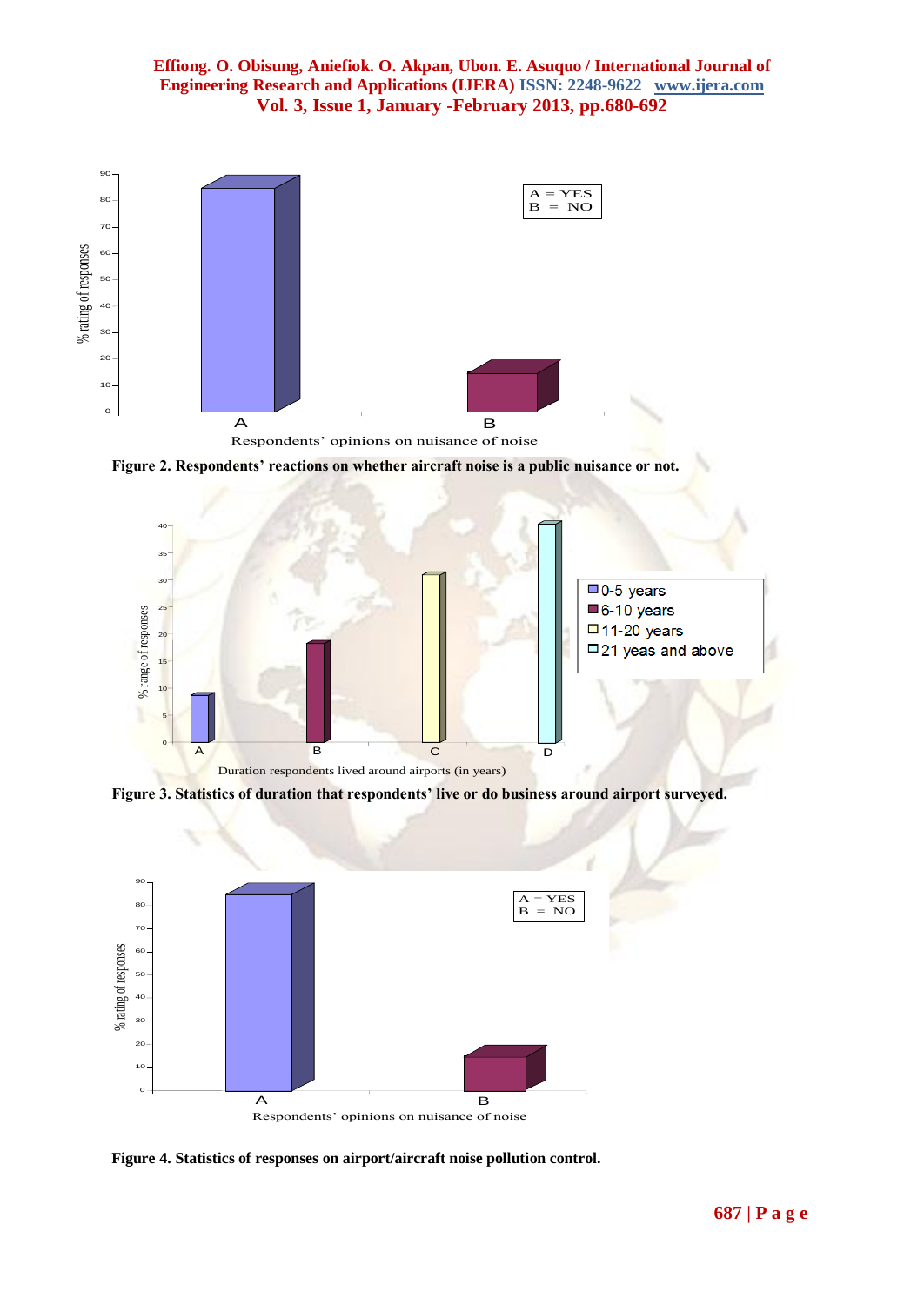Figure 2. Respondents' reactions on whether aircraft noise is a public nuisance or not.

Figure 3. Statistics of duration that respondents' live or do business around airport surveyed.

Figure 4. Statistics of responses on airport/aircraft noise pollution control.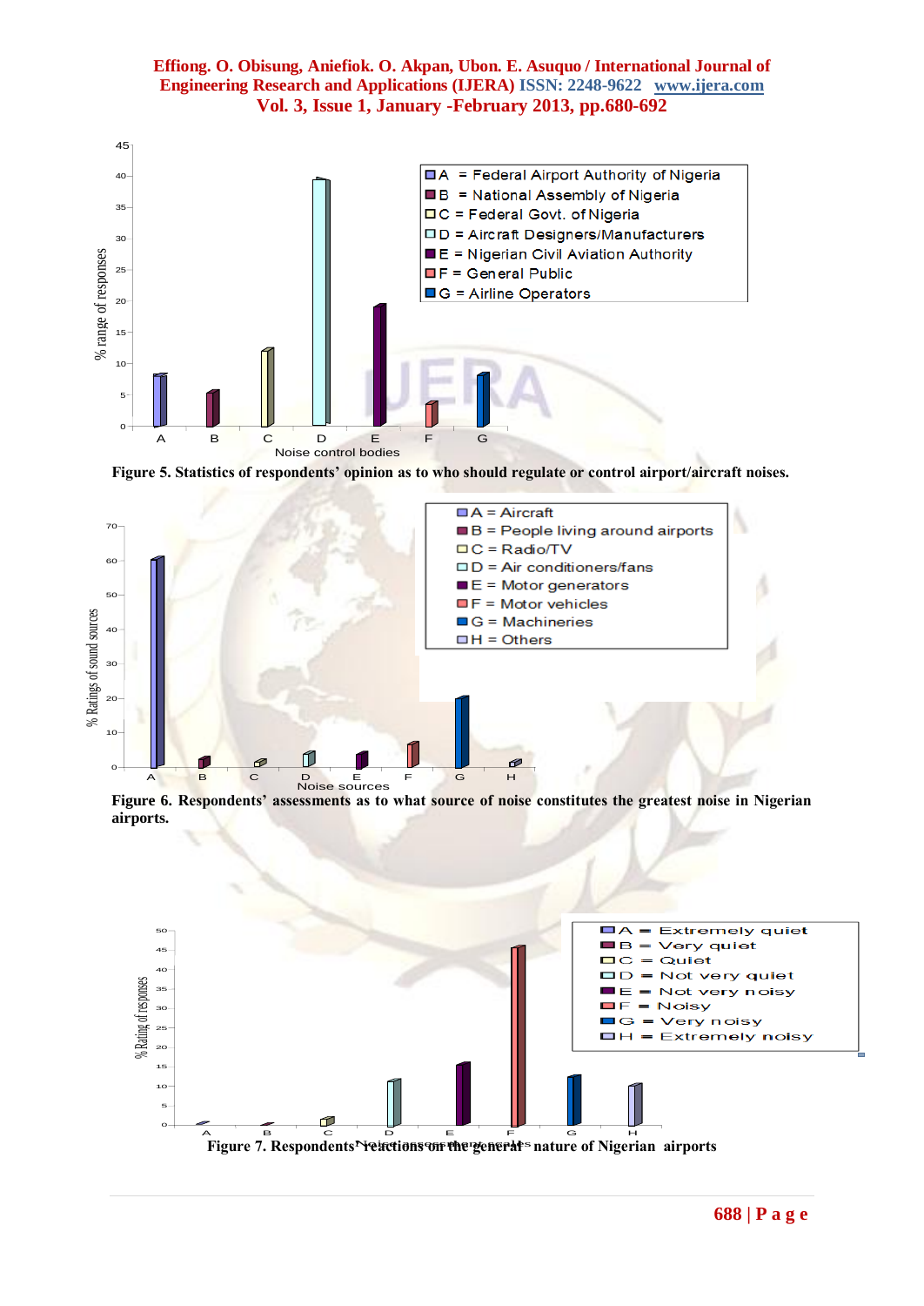| Legend | |
|---|---|
| A | Federal Airport Authority of Nigeria |
| B | National Assembly of Nigeria |
| C | Federal Govt. of Nigeria |
| D | Aircraft Designers/Manufacturers |
| E | Nigerian Civil Aviation Authority |
| F | General Public |
| G | Airline Operators |

Noise control bodies

% range of responses

**Figure 5. Statistics of respondents' opinion as to who should regulate or control airport/aircraft noises.**

| Legend | |
|---|---|
| A | Aircraft |
| B | People living around airports |
| C | Radio/TV |
| D | Air conditioners/fans |
| E | Motor generators |
| F | Motor vehicles |
| G | Machineries |
| H | Others |

Noise sources

% Ratings of sound sources

**Figure 6. Respondents' assessments as to what source of noise constitutes the greatest noise in Nigerian airports.**

| Legend | |
|---|---|
| A | Extremely quiet |
| B | Very quiet |
| C | Quiet |
| D | Not very quiet |
| E | Not very noisy |
| F | Noisy |
| G | Very noisy |
| H | Extremely noisy |

% Rating of responses

**Figure 7. Respondents' reactions on the general nature of Nigerian airports**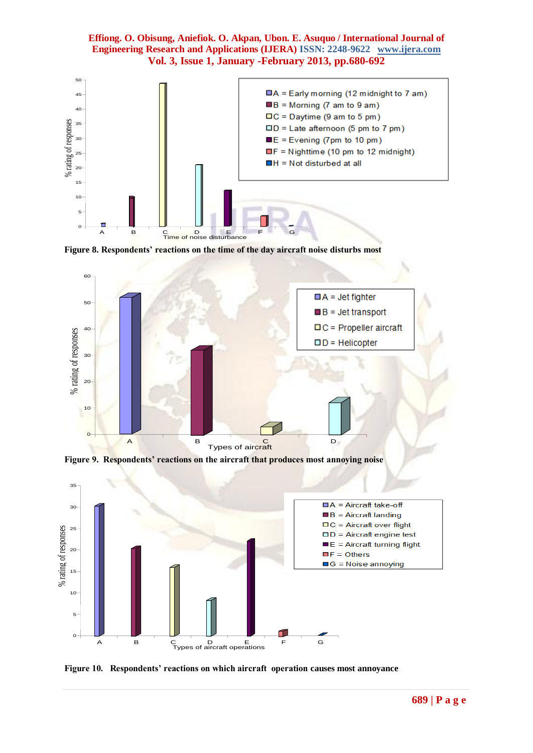Figure 8. Respondents' reactions on the time of the day aircraft noise disturbs most

Figure 9. Respondents' reactions on the aircraft that produces most annoying noise

Figure 10. Respondents' reactions on which aircraft operation causes most annoyance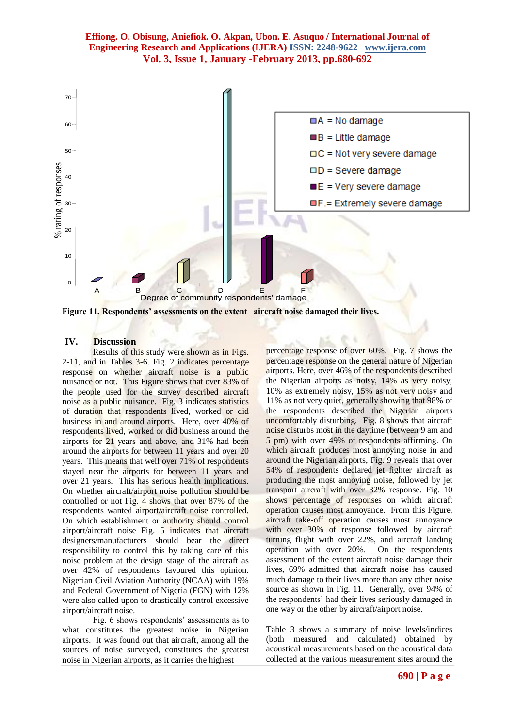Figure 11. Respondents' assessments on the extent aircraft noise damaged their lives.

## IV. Discussion

Results of this study were shown as in Figs. 2-11, and in Tables 3-6. Fig. 2 indicates percentage response on whether aircraft noise is a public nuisance or not. This Figure shows that over 83% of the people used for the survey described aircraft noise as a public nuisance. Fig. 3 indicates statistics of duration that respondents lived, worked or did business in and around airports. Here, over 40% of respondents lived, worked or did business around the airports for 21 years and above, and 31% had been around the airports for between 11 years and over 20 years. This means that well over 71% of respondents stayed near the airports for between 11 years and over 21 years. This has serious health implications. On whether aircraft/airport noise pollution should be controlled or not Fig. 4 shows that over 87% of the respondents wanted airport/aircraft noise controlled. On which establishment or authority should control airport/aircraft noise Fig. 5 indicates that aircraft designers/manufacturers should bear the direct responsibility to control this by taking care of this noise problem at the design stage of the aircraft as over 42% of respondents favoured this opinion. Nigerian Civil Aviation Authority (NCAA) with 19% and Federal Government of Nigeria (FGN) with 12% were also called upon to drastically control excessive airport/aircraft noise.

Fig. 6 shows respondents' assessments as to what constitutes the greatest noise in Nigerian airports. It was found out that aircraft, among all the sources of noise surveyed, constitutes the greatest noise in Nigerian airports, as it carries the highest percentage response of over 60%. Fig. 7 shows the percentage response on the general nature of Nigerian airports. Here, over 46% of the respondents described the Nigerian airports as noisy, 14% as very noisy, 10% as extremely noisy, 15% as not very noisy and 11% as not very quiet, generally showing that 98% of the respondents described the Nigerian airports uncomfortably disturbing. Fig. 8 shows that aircraft noise disturbs most in the daytime (between 9 am and 5 pm) with over 49% of respondents affirming. On which aircraft produces most annoying noise in and around the Nigerian airports, Fig. 9 reveals that over 54% of respondents declared jet fighter aircraft as producing the most annoying noise, followed by jet transport aircraft with over 32% response. Fig. 10 shows percentage of responses on which aircraft operation causes most annoyance. From this Figure, aircraft take-off operation causes most annoyance with over 30% of response followed by aircraft turning flight with over 22%, and aircraft landing operation with over 20%. On the respondents assessment of the extent aircraft noise damage their lives, 69% admitted that aircraft noise has caused much damage to their lives more than any other noise source as shown in Fig. 11. Generally, over 94% of the respondents' had their lives seriously damaged in one way or the other by aircraft/airport noise.

Table 3 shows a summary of noise levels/indices (both measured and calculated) obtained by acoustical measurements based on the acoustical data collected at the various measurement sites around the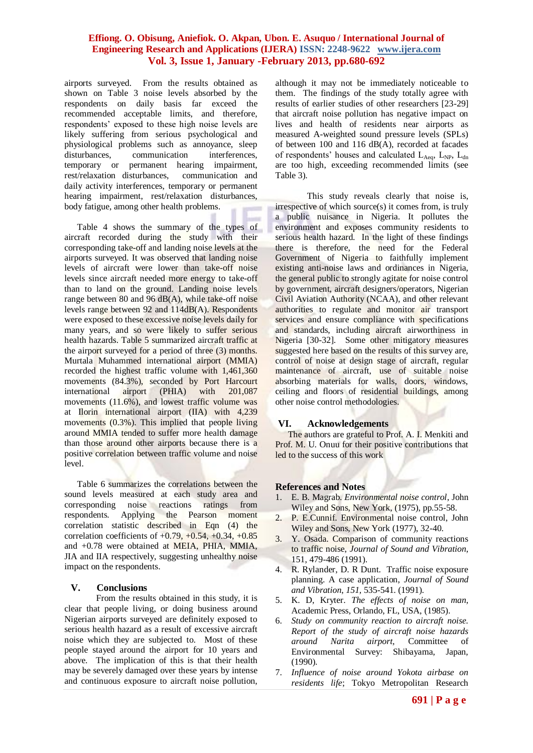airports surveyed. From the results obtained as shown on Table 3 noise levels absorbed by the respondents on daily basis far exceed the recommended acceptable limits, and therefore, respondents' exposed to these high noise levels are likely suffering from serious psychological and physiological problems such as annoyance, sleep disturbances, communication interferences, temporary or permanent hearing impairment, rest/relaxation disturbances, communication and daily activity interferences, temporary or permanent hearing impairment, rest/relaxation disturbances, body fatigue, among other health problems.

Table 4 shows the summary of the types of aircraft recorded during the study with their corresponding take-off and landing noise levels at the airports surveyed. It was observed that landing noise levels of aircraft were lower than take-off noise levels since aircraft needed more energy to take-off than to land on the ground. Landing noise levels range between 80 and 96 dB(A), while take-off noise levels range between 92 and 114dB(A). Respondents were exposed to these excessive noise levels daily for many years, and so were likely to suffer serious health hazards. Table 5 summarized aircraft traffic at the airport surveyed for a period of three (3) months. Murtala Muhammed international airport (MMIA) recorded the highest traffic volume with 1,461,360 movements (84.3%), seconded by Port Harcourt international airport (PHIA) with 201,087 movements (11.6%), and lowest traffic volume was at Ilorin international airport (IIA) with 4,239 movements (0.3%). This implied that people living around MMIA tended to suffer more health damage than those around other airports because there is a positive correlation between traffic volume and noise level.

Table 6 summarizes the correlations between the sound levels measured at each study area and corresponding noise reactions ratings from respondents. Applying the Pearson moment correlation statistic described in Eqn (4) the correlation coefficients of +0.79, +0.54, +0.34, +0.85 and +0.78 were obtained at MEIA, PHIA, MMIA, JIA and IIA respectively, suggesting unhealthy noise impact on the respondents.

## V. Conclusions

From the results obtained in this study, it is clear that people living, or doing business around Nigerian airports surveyed are definitely exposed to serious health hazard as a result of excessive aircraft noise which they are subjected to. Most of these people stayed around the airport for 10 years and above. The implication of this is that their health may be severely damaged over these years by intense and continuous exposure to aircraft noise pollution, although it may not be immediately noticeable to them. The findings of the study totally agree with results of earlier studies of other researchers [23-29] that aircraft noise pollution has negative impact on lives and health of residents near airports as measured A-weighted sound pressure levels (SPLs) of between 100 and 116 dB(A), recorded at facades of respondents' houses and calculated $L_{Aeq}$, $L_{NP}$, $L_{dn}$ are too high, exceeding recommended limits (see Table 3).

This study reveals clearly that noise is, irrespective of which source(s) it comes from, is truly a public nuisance in Nigeria. It pollutes the environment and exposes community residents to serious health hazard. In the light of these findings there is therefore, the need for the Federal Government of Nigeria to faithfully implement existing anti-noise laws and ordinances in Nigeria, the general public to strongly agitate for noise control by government, aircraft designers/operators, Nigerian Civil Aviation Authority (NCAA), and other relevant authorities to regulate and monitor air transport services and ensure compliance with specifications and standards, including aircraft airworthiness in Nigeria [30-32]. Some other mitigatory measures suggested here based on the results of this survey are, control of noise at design stage of aircraft, regular maintenance of aircraft, use of suitable noise absorbing materials for walls, doors, windows, ceiling and floors of residential buildings, among other noise control methodologies.

## VI. Acknowledgements

The authors are grateful to Prof. A. I. Menkiti and Prof. M. U. Onuu for their positive contributions that led to the success of this work

## References and Notes

1. E. B. Magrab. *Environmental noise control*, John Wiley and Sons, New York, (1975), pp.55-58.
2. P. E.Cunnif. Environmental noise control, John Wiley and Sons, New York (1977), 32-40.
3. Y. Osada. Comparison of community reactions to traffic noise, *Journal of Sound and Vibration*, 151, 479-486 (1991).
4. R. Rylander, D. R Dunt. Traffic noise exposure planning. A case application, *Journal of Sound and Vibration*, *151*, 535-541. (1991).
5. K. D, Kryter. *The effects of noise on man*, Academic Press, Orlando, FL, USA, (1985).
6. *Study on community reaction to aircraft noise. Report of the study of aircraft noise hazards around Narita airport*, Committee of Environmental Survey: Shibayama, Japan, (1990).
7. *Influence of noise around Yokota airbase on residents life*; Tokyo Metropolitan Research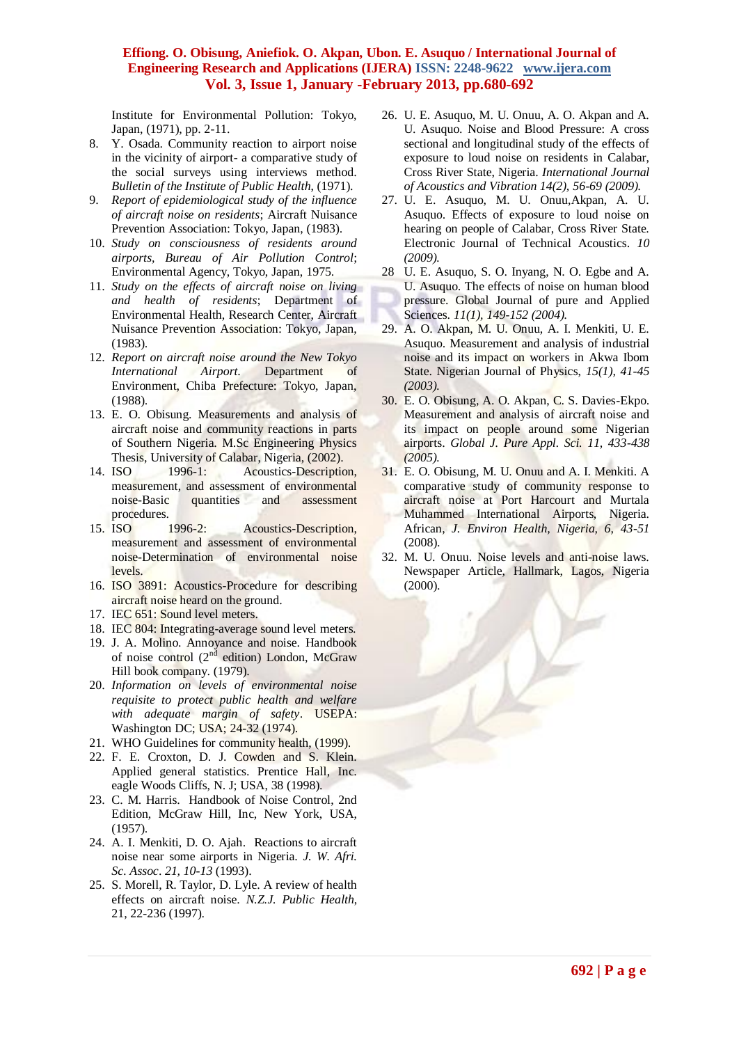Institute for Environmental Pollution: Tokyo, Japan, (1971), pp. 2-11.

8. Y. Osada. Community reaction to airport noise in the vicinity of airport- a comparative study of the social surveys using interviews method. *Bulletin of the Institute of Public Health*, (1971).
9. *Report of epidemiological study of the influence of aircraft noise on residents*; Aircraft Nuisance Prevention Association: Tokyo, Japan, (1983).
10. *Study on consciousness of residents around airports, Bureau of Air Pollution Control*; Environmental Agency, Tokyo, Japan, 1975.
11. *Study on the effects of aircraft noise on living and health of residents*; Department of Environmental Health, Research Center, Aircraft Nuisance Prevention Association: Tokyo, Japan, (1983).
12. *Report on aircraft noise around the New Tokyo International Airport.* Department of Environment, Chiba Prefecture: Tokyo, Japan, (1988).
13. E. O. Obisung. Measurements and analysis of aircraft noise and community reactions in parts of Southern Nigeria. M.Sc Engineering Physics Thesis, University of Calabar, Nigeria, (2002).
14. ISO 1996-1: Acoustics-Description, measurement, and assessment of environmental noise-Basic quantities and assessment procedures.
15. ISO 1996-2: Acoustics-Description, measurement and assessment of environmental noise-Determination of environmental noise levels.
16. ISO 3891: Acoustics-Procedure for describing aircraft noise heard on the ground.
17. IEC 651: Sound level meters.
18. IEC 804: Integrating-average sound level meters.
19. J. A. Molino. Annoyance and noise. Handbook of noise control (2nd edition) London, McGraw Hill book company. (1979).
20. *Information on levels of environmental noise requisite to protect public health and welfare with adequate margin of safety*. USEPA: Washington DC; USA; 24-32 (1974).
21. WHO Guidelines for community health, (1999).
22. F. E. Croxton, D. J. Cowden and S. Klein. Applied general statistics. Prentice Hall, Inc. eagle Woods Cliffs, N. J; USA, 38 (1998).
23. C. M. Harris. Handbook of Noise Control, 2nd Edition, McGraw Hill, Inc, New York, USA, (1957).
24. A. I. Menkiti, D. O. Ajah. Reactions to aircraft noise near some airports in Nigeria. *J. W. Afri. Sc. Assoc*. *21, 10-13* (1993).
25. S. Morell, R. Taylor, D. Lyle. A review of health effects on aircraft noise. *N.Z.J. Public Health*, 21, 22-236 (1997).
26. U. E. Asuquo, M. U. Onuu, A. O. Akpan and A. U. Asuquo. Noise and Blood Pressure: A cross sectional and longitudinal study of the effects of exposure to loud noise on residents in Calabar, Cross River State, Nigeria. *International Journal of Acoustics and Vibration 14(2), 56-69 (2009).*
27. U. E. Asuquo, M. U. Onuu,Akpan, A. U. Asuquo. Effects of exposure to loud noise on hearing on people of Calabar, Cross River State. Electronic Journal of Technical Acoustics. *10 (2009).*
28. U. E. Asuquo, S. O. Inyang, N. O. Egbe and A. U. Asuquo. The effects of noise on human blood pressure. Global Journal of pure and Applied Sciences. *11(1), 149-152 (2004).*
29. A. O. Akpan, M. U. Onuu, A. I. Menkiti, U. E. Asuquo. Measurement and analysis of industrial noise and its impact on workers in Akwa Ibom State. Nigerian Journal of Physics, *15(1), 41-45 (2003).*
30. E. O. Obisung, A. O. Akpan, C. S. Davies-Ekpo. Measurement and analysis of aircraft noise and its impact on people around some Nigerian airports. *Global J. Pure Appl. Sci. 11, 433-438 (2005).*
31. E. O. Obisung, M. U. Onuu and A. I. Menkiti. A comparative study of community response to aircraft noise at Port Harcourt and Murtala Muhammed International Airports, Nigeria. African, *J. Environ Health, Nigeria, 6, 43-51* (2008).
32. M. U. Onuu. Noise levels and anti-noise laws. Newspaper Article, Hallmark, Lagos, Nigeria (2000).